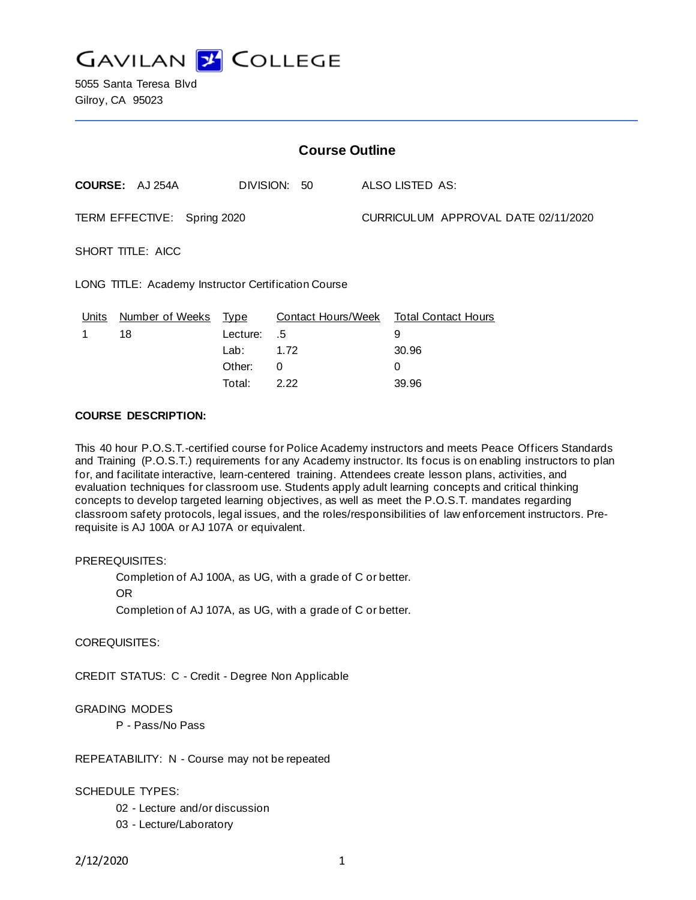# GAVILAN COLLEGE

5055 Santa Teresa Blvd
Gilroy, CA 95023

## Course Outline

**COURSE:** AJ 254A DIVISION: 50 ALSO LISTED AS:

TERM EFFECTIVE: Spring 2020 CURRICULUM APPROVAL DATE 02/11/2020

SHORT TITLE: AICC

LONG TITLE: Academy Instructor Certification Course

| Units | Number of Weeks | Type | Contact Hours/Week | Total Contact Hours |
|---|---|---|---|---|
| 1 | 18 | Lecture: | .5 | 9 |
| | | Lab: | 1.72 | 30.96 |
| | | Other: | 0 | 0 |
| | | Total: | 2.22 | 39.96 |

**COURSE DESCRIPTION:**

This 40 hour P.O.S.T.-certified course for Police Academy instructors and meets Peace Officers Standards and Training (P.O.S.T.) requirements for any Academy instructor. Its focus is on enabling instructors to plan for, and facilitate interactive, learn-centered training. Attendees create lesson plans, activities, and evaluation techniques for classroom use. Students apply adult learning concepts and critical thinking concepts to develop targeted learning objectives, as well as meet the P.O.S.T. mandates regarding classroom safety protocols, legal issues, and the roles/responsibilities of law enforcement instructors. Pre-requisite is AJ 100A or AJ 107A or equivalent.

PREREQUISITES:

Completion of AJ 100A, as UG, with a grade of C or better.

OR

Completion of AJ 107A, as UG, with a grade of C or better.

COREQUISITES:

CREDIT STATUS: C - Credit - Degree Non Applicable

GRADING MODES

P - Pass/No Pass

REPEATABILITY: N - Course may not be repeated

SCHEDULE TYPES:

02 - Lecture and/or discussion

03 - Lecture/Laboratory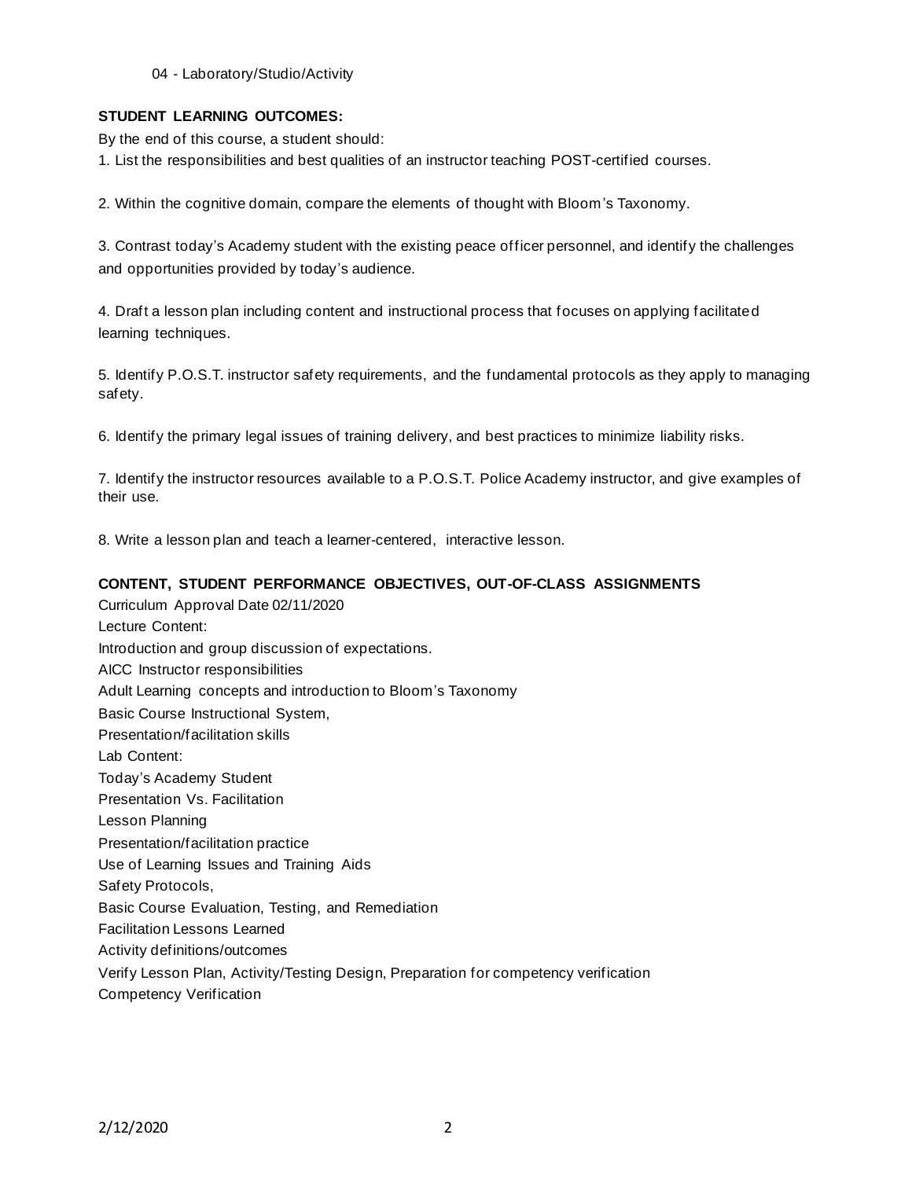04 - Laboratory/Studio/Activity

**STUDENT LEARNING OUTCOMES:**

By the end of this course, a student should:

1. List the responsibilities and best qualities of an instructor teaching POST-certified courses.

2. Within the cognitive domain, compare the elements of thought with Bloom's Taxonomy.

3. Contrast today's Academy student with the existing peace officer personnel, and identify the challenges and opportunities provided by today's audience.

4. Draft a lesson plan including content and instructional process that focuses on applying facilitated learning techniques.

5. Identify P.O.S.T. instructor safety requirements, and the fundamental protocols as they apply to managing safety.

6. Identify the primary legal issues of training delivery, and best practices to minimize liability risks.

7. Identify the instructor resources available to a P.O.S.T. Police Academy instructor, and give examples of their use.

8. Write a lesson plan and teach a learner-centered, interactive lesson.

**CONTENT, STUDENT PERFORMANCE OBJECTIVES, OUT-OF-CLASS ASSIGNMENTS**

Curriculum Approval Date 02/11/2020

Lecture Content:

Introduction and group discussion of expectations.

AICC Instructor responsibilities

Adult Learning concepts and introduction to Bloom's Taxonomy

Basic Course Instructional System,

Presentation/facilitation skills

Lab Content:

Today's Academy Student

Presentation Vs. Facilitation

Lesson Planning

Presentation/facilitation practice

Use of Learning Issues and Training Aids

Safety Protocols,

Basic Course Evaluation, Testing, and Remediation

Facilitation Lessons Learned

Activity definitions/outcomes

Verify Lesson Plan, Activity/Testing Design, Preparation for competency verification

Competency Verification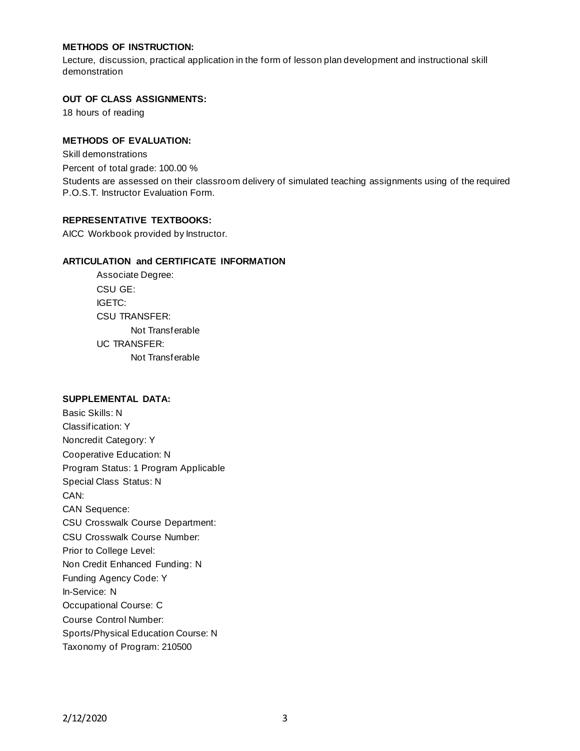**METHODS OF INSTRUCTION:**

Lecture, discussion, practical application in the form of lesson plan development and instructional skill demonstration

**OUT OF CLASS ASSIGNMENTS:**

18 hours of reading

**METHODS OF EVALUATION:**

Skill demonstrations

Percent of total grade: 100.00 %

Students are assessed on their classroom delivery of simulated teaching assignments using of the required P.O.S.T. Instructor Evaluation Form.

**REPRESENTATIVE TEXTBOOKS:**

AICC Workbook provided by Instructor.

**ARTICULATION and CERTIFICATE INFORMATION**

Associate Degree:
CSU GE:
IGETC:
CSU TRANSFER:
    Not Transferable
UC TRANSFER:
    Not Transferable

**SUPPLEMENTAL DATA:**

Basic Skills: N
Classification: Y
Noncredit Category: Y
Cooperative Education: N
Program Status: 1 Program Applicable
Special Class Status: N
CAN:
CAN Sequence:
CSU Crosswalk Course Department:
CSU Crosswalk Course Number:
Prior to College Level:
Non Credit Enhanced Funding: N
Funding Agency Code: Y
In-Service: N
Occupational Course: C
Course Control Number:
Sports/Physical Education Course: N
Taxonomy of Program: 210500